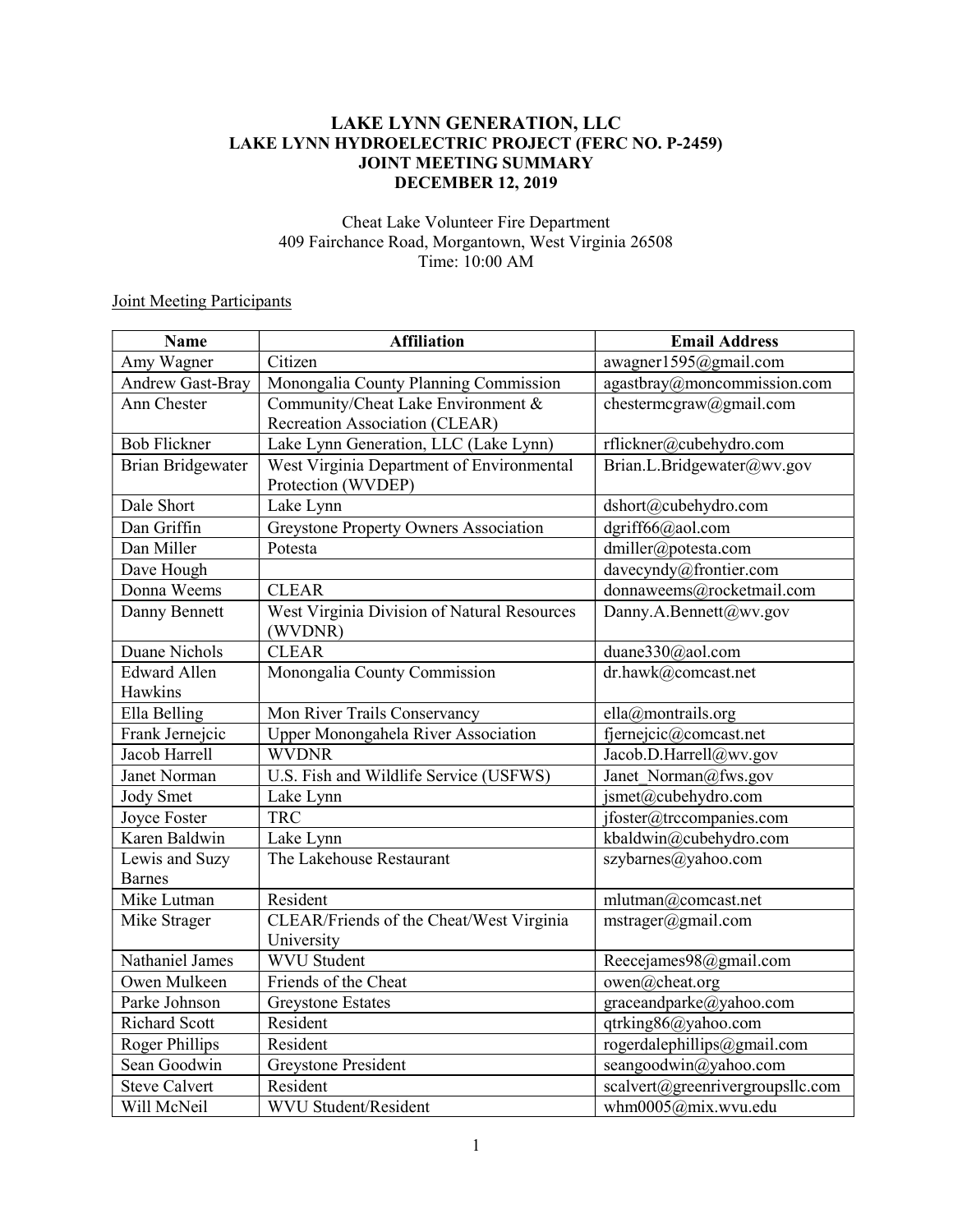# LAKE LYNN GENERATION, LLC
# LAKE LYNN HYDROELECTRIC PROJECT (FERC NO. P-2459)
# JOINT MEETING SUMMARY
# DECEMBER 12, 2019

Cheat Lake Volunteer Fire Department
409 Fairchance Road, Morgantown, West Virginia 26508
Time: 10:00 AM

Joint Meeting Participants

| Name | Affiliation | Email Address |
|---|---|---|
| Amy Wagner | Citizen | awagner1595@gmail.com |
| Andrew Gast-Bray | Monongalia County Planning Commission | agastbray@moncommission.com |
| Ann Chester | Community/Cheat Lake Environment & Recreation Association (CLEAR) | chestermcgraw@gmail.com |
| Bob Flickner | Lake Lynn Generation, LLC (Lake Lynn) | rflickner@cubehydro.com |
| Brian Bridgewater | West Virginia Department of Environmental Protection (WVDEP) | Brian.L.Bridgewater@wv.gov |
| Dale Short | Lake Lynn | dshort@cubehydro.com |
| Dan Griffin | Greystone Property Owners Association | dgriff66@aol.com |
| Dan Miller | Potesta | dmiller@potesta.com |
| Dave Hough | | davecyndy@frontier.com |
| Donna Weems | CLEAR | donnaweems@rocketmail.com |
| Danny Bennett | West Virginia Division of Natural Resources (WVDNR) | Danny.A.Bennett@wv.gov |
| Duane Nichols | CLEAR | duane330@aol.com |
| Edward Allen Hawkins | Monongalia County Commission | dr.hawk@comcast.net |
| Ella Belling | Mon River Trails Conservancy | ella@montrails.org |
| Frank Jernejcic | Upper Monongahela River Association | fjernejcic@comcast.net |
| Jacob Harrell | WVDNR | Jacob.D.Harrell@wv.gov |
| Janet Norman | U.S. Fish and Wildlife Service (USFWS) | Janet_Norman@fws.gov |
| Jody Smet | Lake Lynn | jsmet@cubehydro.com |
| Joyce Foster | TRC | jfoster@trccompanies.com |
| Karen Baldwin | Lake Lynn | kbaldwin@cubehydro.com |
| Lewis and Suzy Barnes | The Lakehouse Restaurant | szybarnes@yahoo.com |
| Mike Lutman | Resident | mlutman@comcast.net |
| Mike Strager | CLEAR/Friends of the Cheat/West Virginia University | mstrager@gmail.com |
| Nathaniel James | WVU Student | Reecejames98@gmail.com |
| Owen Mulkeen | Friends of the Cheat | owen@cheat.org |
| Parke Johnson | Greystone Estates | graceandparke@yahoo.com |
| Richard Scott | Resident | qtrking86@yahoo.com |
| Roger Phillips | Resident | rogerdalephillips@gmail.com |
| Sean Goodwin | Greystone President | seangoodwin@yahoo.com |
| Steve Calvert | Resident | scalvert@greenrivergroupsllc.com |
| Will McNeil | WVU Student/Resident | whm0005@mix.wvu.edu |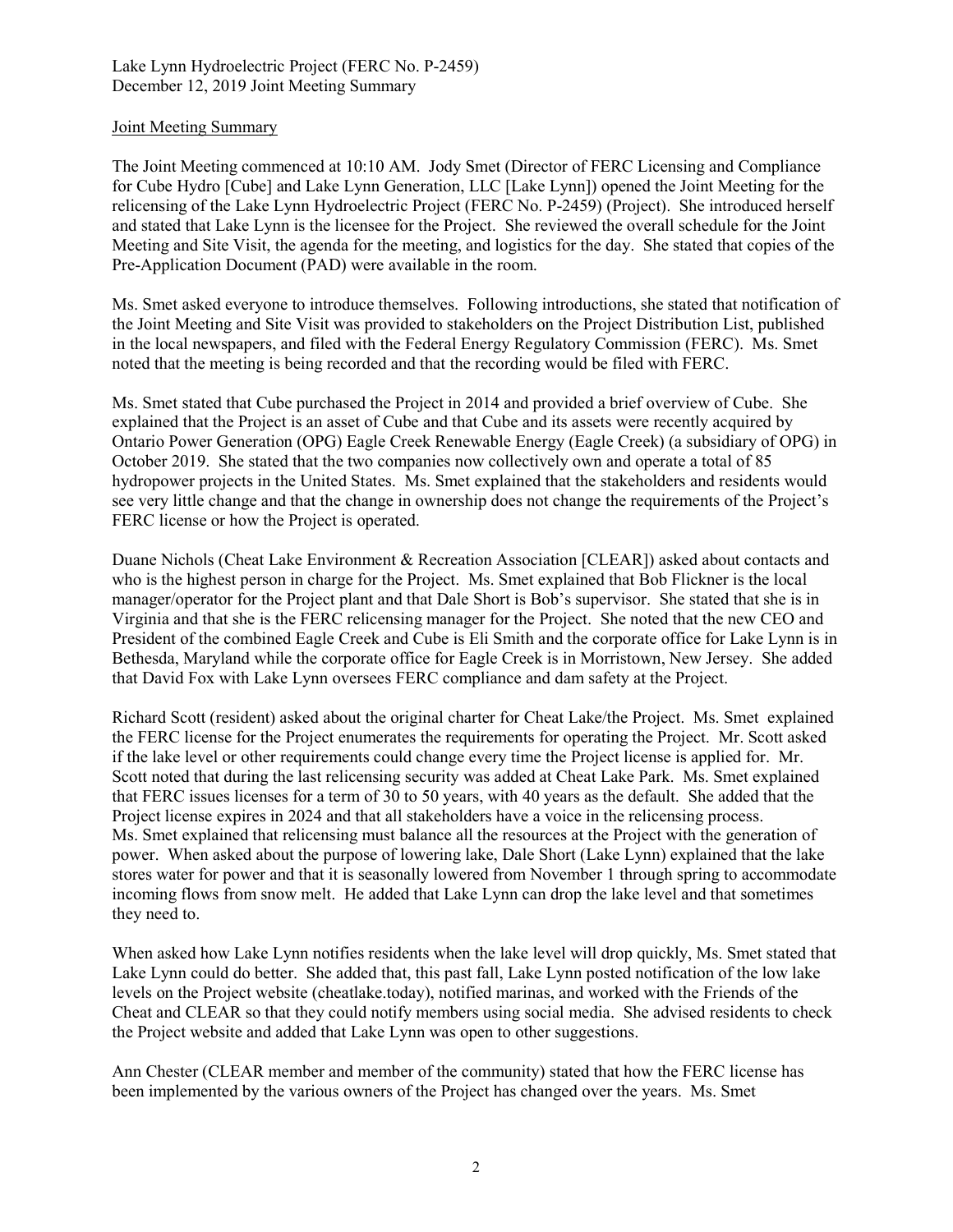Lake Lynn Hydroelectric Project (FERC No. P-2459)
December 12, 2019 Joint Meeting Summary

Joint Meeting Summary

The Joint Meeting commenced at 10:10 AM. Jody Smet (Director of FERC Licensing and Compliance for Cube Hydro [Cube] and Lake Lynn Generation, LLC [Lake Lynn]) opened the Joint Meeting for the relicensing of the Lake Lynn Hydroelectric Project (FERC No. P-2459) (Project). She introduced herself and stated that Lake Lynn is the licensee for the Project. She reviewed the overall schedule for the Joint Meeting and Site Visit, the agenda for the meeting, and logistics for the day. She stated that copies of the Pre-Application Document (PAD) were available in the room.

Ms. Smet asked everyone to introduce themselves. Following introductions, she stated that notification of the Joint Meeting and Site Visit was provided to stakeholders on the Project Distribution List, published in the local newspapers, and filed with the Federal Energy Regulatory Commission (FERC). Ms. Smet noted that the meeting is being recorded and that the recording would be filed with FERC.

Ms. Smet stated that Cube purchased the Project in 2014 and provided a brief overview of Cube. She explained that the Project is an asset of Cube and that Cube and its assets were recently acquired by Ontario Power Generation (OPG) Eagle Creek Renewable Energy (Eagle Creek) (a subsidiary of OPG) in October 2019. She stated that the two companies now collectively own and operate a total of 85 hydropower projects in the United States. Ms. Smet explained that the stakeholders and residents would see very little change and that the change in ownership does not change the requirements of the Project's FERC license or how the Project is operated.

Duane Nichols (Cheat Lake Environment & Recreation Association [CLEAR]) asked about contacts and who is the highest person in charge for the Project. Ms. Smet explained that Bob Flickner is the local manager/operator for the Project plant and that Dale Short is Bob's supervisor. She stated that she is in Virginia and that she is the FERC relicensing manager for the Project. She noted that the new CEO and President of the combined Eagle Creek and Cube is Eli Smith and the corporate office for Lake Lynn is in Bethesda, Maryland while the corporate office for Eagle Creek is in Morristown, New Jersey. She added that David Fox with Lake Lynn oversees FERC compliance and dam safety at the Project.

Richard Scott (resident) asked about the original charter for Cheat Lake/the Project. Ms. Smet explained the FERC license for the Project enumerates the requirements for operating the Project. Mr. Scott asked if the lake level or other requirements could change every time the Project license is applied for. Mr. Scott noted that during the last relicensing security was added at Cheat Lake Park. Ms. Smet explained that FERC issues licenses for a term of 30 to 50 years, with 40 years as the default. She added that the Project license expires in 2024 and that all stakeholders have a voice in the relicensing process. Ms. Smet explained that relicensing must balance all the resources at the Project with the generation of power. When asked about the purpose of lowering lake, Dale Short (Lake Lynn) explained that the lake stores water for power and that it is seasonally lowered from November 1 through spring to accommodate incoming flows from snow melt. He added that Lake Lynn can drop the lake level and that sometimes they need to.

When asked how Lake Lynn notifies residents when the lake level will drop quickly, Ms. Smet stated that Lake Lynn could do better. She added that, this past fall, Lake Lynn posted notification of the low lake levels on the Project website (cheatlake.today), notified marinas, and worked with the Friends of the Cheat and CLEAR so that they could notify members using social media. She advised residents to check the Project website and added that Lake Lynn was open to other suggestions.

Ann Chester (CLEAR member and member of the community) stated that how the FERC license has been implemented by the various owners of the Project has changed over the years. Ms. Smet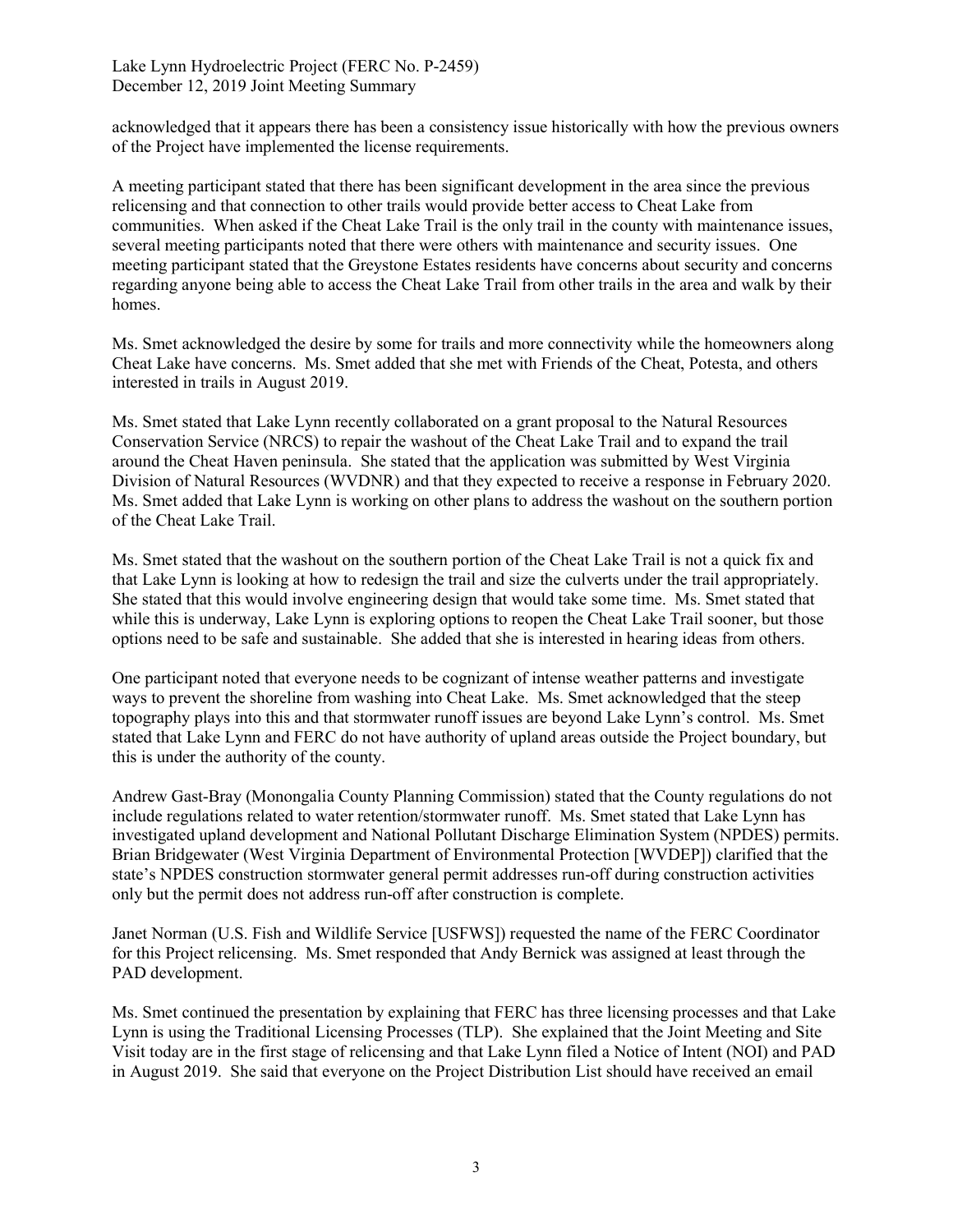acknowledged that it appears there has been a consistency issue historically with how the previous owners of the Project have implemented the license requirements.

A meeting participant stated that there has been significant development in the area since the previous relicensing and that connection to other trails would provide better access to Cheat Lake from communities. When asked if the Cheat Lake Trail is the only trail in the county with maintenance issues, several meeting participants noted that there were others with maintenance and security issues. One meeting participant stated that the Greystone Estates residents have concerns about security and concerns regarding anyone being able to access the Cheat Lake Trail from other trails in the area and walk by their homes.

Ms. Smet acknowledged the desire by some for trails and more connectivity while the homeowners along Cheat Lake have concerns. Ms. Smet added that she met with Friends of the Cheat, Potesta, and others interested in trails in August 2019.

Ms. Smet stated that Lake Lynn recently collaborated on a grant proposal to the Natural Resources Conservation Service (NRCS) to repair the washout of the Cheat Lake Trail and to expand the trail around the Cheat Haven peninsula. She stated that the application was submitted by West Virginia Division of Natural Resources (WVDNR) and that they expected to receive a response in February 2020. Ms. Smet added that Lake Lynn is working on other plans to address the washout on the southern portion of the Cheat Lake Trail.

Ms. Smet stated that the washout on the southern portion of the Cheat Lake Trail is not a quick fix and that Lake Lynn is looking at how to redesign the trail and size the culverts under the trail appropriately. She stated that this would involve engineering design that would take some time. Ms. Smet stated that while this is underway, Lake Lynn is exploring options to reopen the Cheat Lake Trail sooner, but those options need to be safe and sustainable. She added that she is interested in hearing ideas from others.

One participant noted that everyone needs to be cognizant of intense weather patterns and investigate ways to prevent the shoreline from washing into Cheat Lake. Ms. Smet acknowledged that the steep topography plays into this and that stormwater runoff issues are beyond Lake Lynn's control. Ms. Smet stated that Lake Lynn and FERC do not have authority of upland areas outside the Project boundary, but this is under the authority of the county.

Andrew Gast-Bray (Monongalia County Planning Commission) stated that the County regulations do not include regulations related to water retention/stormwater runoff. Ms. Smet stated that Lake Lynn has investigated upland development and National Pollutant Discharge Elimination System (NPDES) permits. Brian Bridgewater (West Virginia Department of Environmental Protection [WVDEP]) clarified that the state's NPDES construction stormwater general permit addresses run-off during construction activities only but the permit does not address run-off after construction is complete.

Janet Norman (U.S. Fish and Wildlife Service [USFWS]) requested the name of the FERC Coordinator for this Project relicensing. Ms. Smet responded that Andy Bernick was assigned at least through the PAD development.

Ms. Smet continued the presentation by explaining that FERC has three licensing processes and that Lake Lynn is using the Traditional Licensing Processes (TLP). She explained that the Joint Meeting and Site Visit today are in the first stage of relicensing and that Lake Lynn filed a Notice of Intent (NOI) and PAD in August 2019. She said that everyone on the Project Distribution List should have received an email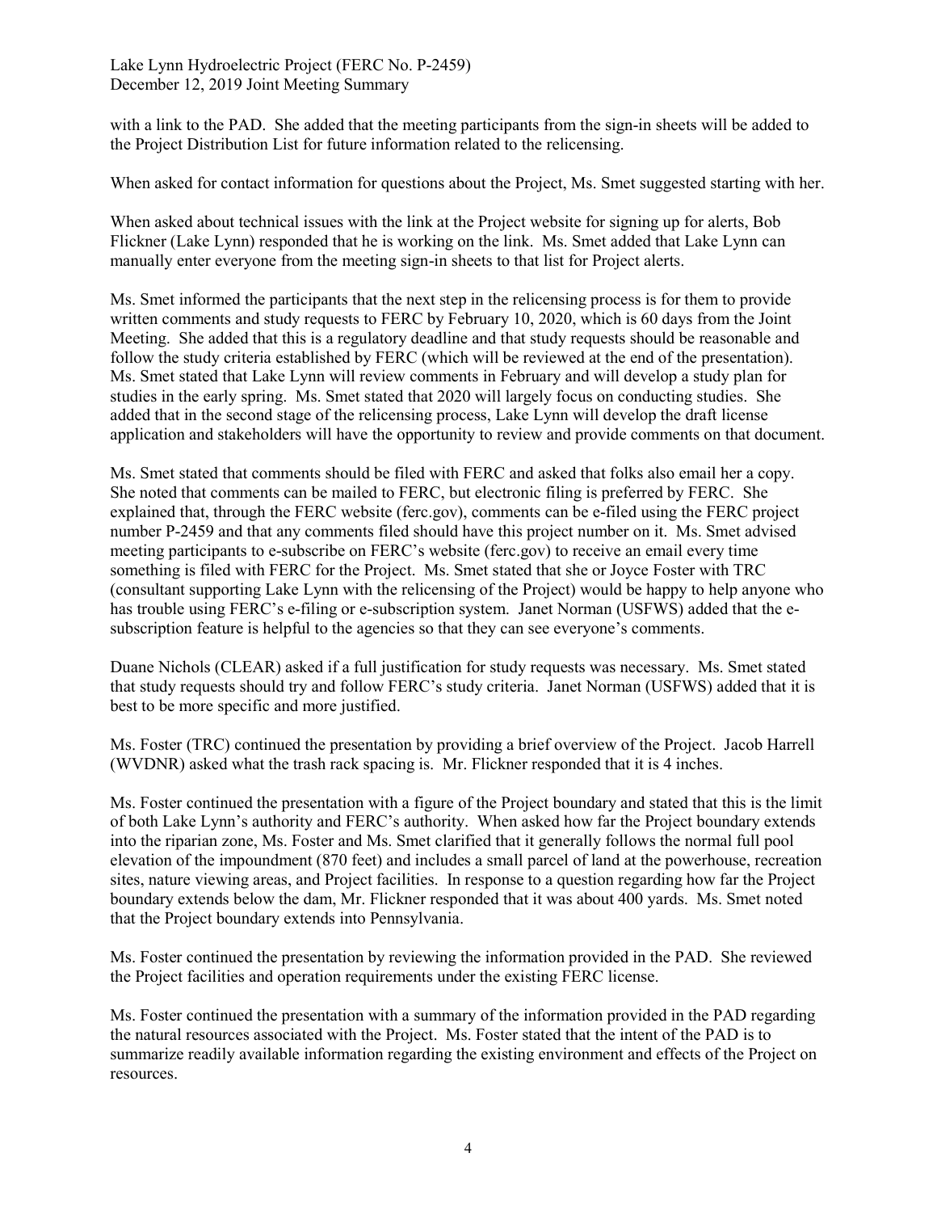with a link to the PAD. She added that the meeting participants from the sign-in sheets will be added to the Project Distribution List for future information related to the relicensing.

When asked for contact information for questions about the Project, Ms. Smet suggested starting with her.

When asked about technical issues with the link at the Project website for signing up for alerts, Bob Flickner (Lake Lynn) responded that he is working on the link. Ms. Smet added that Lake Lynn can manually enter everyone from the meeting sign-in sheets to that list for Project alerts.

Ms. Smet informed the participants that the next step in the relicensing process is for them to provide written comments and study requests to FERC by February 10, 2020, which is 60 days from the Joint Meeting. She added that this is a regulatory deadline and that study requests should be reasonable and follow the study criteria established by FERC (which will be reviewed at the end of the presentation). Ms. Smet stated that Lake Lynn will review comments in February and will develop a study plan for studies in the early spring. Ms. Smet stated that 2020 will largely focus on conducting studies. She added that in the second stage of the relicensing process, Lake Lynn will develop the draft license application and stakeholders will have the opportunity to review and provide comments on that document.

Ms. Smet stated that comments should be filed with FERC and asked that folks also email her a copy. She noted that comments can be mailed to FERC, but electronic filing is preferred by FERC. She explained that, through the FERC website (ferc.gov), comments can be e-filed using the FERC project number P-2459 and that any comments filed should have this project number on it. Ms. Smet advised meeting participants to e-subscribe on FERC's website (ferc.gov) to receive an email every time something is filed with FERC for the Project. Ms. Smet stated that she or Joyce Foster with TRC (consultant supporting Lake Lynn with the relicensing of the Project) would be happy to help anyone who has trouble using FERC's e-filing or e-subscription system. Janet Norman (USFWS) added that the e-subscription feature is helpful to the agencies so that they can see everyone's comments.

Duane Nichols (CLEAR) asked if a full justification for study requests was necessary. Ms. Smet stated that study requests should try and follow FERC's study criteria. Janet Norman (USFWS) added that it is best to be more specific and more justified.

Ms. Foster (TRC) continued the presentation by providing a brief overview of the Project. Jacob Harrell (WVDNR) asked what the trash rack spacing is. Mr. Flickner responded that it is 4 inches.

Ms. Foster continued the presentation with a figure of the Project boundary and stated that this is the limit of both Lake Lynn's authority and FERC's authority. When asked how far the Project boundary extends into the riparian zone, Ms. Foster and Ms. Smet clarified that it generally follows the normal full pool elevation of the impoundment (870 feet) and includes a small parcel of land at the powerhouse, recreation sites, nature viewing areas, and Project facilities. In response to a question regarding how far the Project boundary extends below the dam, Mr. Flickner responded that it was about 400 yards. Ms. Smet noted that the Project boundary extends into Pennsylvania.

Ms. Foster continued the presentation by reviewing the information provided in the PAD. She reviewed the Project facilities and operation requirements under the existing FERC license.

Ms. Foster continued the presentation with a summary of the information provided in the PAD regarding the natural resources associated with the Project. Ms. Foster stated that the intent of the PAD is to summarize readily available information regarding the existing environment and effects of the Project on resources.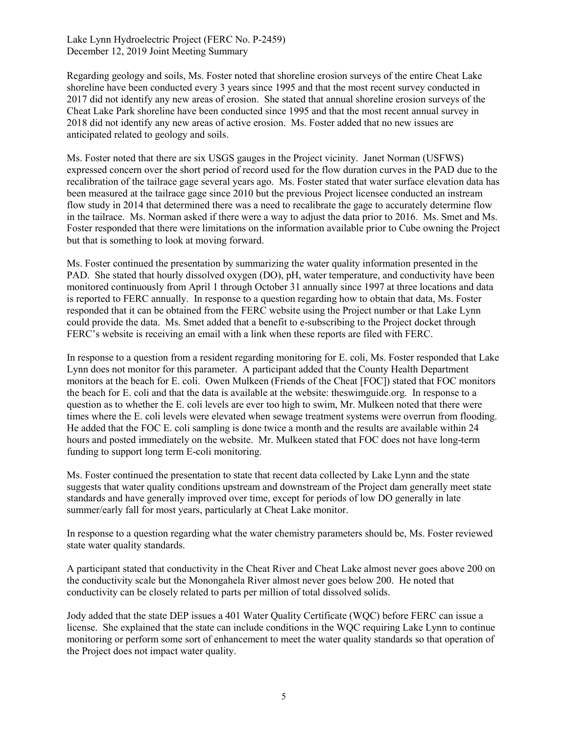Regarding geology and soils, Ms. Foster noted that shoreline erosion surveys of the entire Cheat Lake shoreline have been conducted every 3 years since 1995 and that the most recent survey conducted in 2017 did not identify any new areas of erosion. She stated that annual shoreline erosion surveys of the Cheat Lake Park shoreline have been conducted since 1995 and that the most recent annual survey in 2018 did not identify any new areas of active erosion. Ms. Foster added that no new issues are anticipated related to geology and soils.

Ms. Foster noted that there are six USGS gauges in the Project vicinity. Janet Norman (USFWS) expressed concern over the short period of record used for the flow duration curves in the PAD due to the recalibration of the tailrace gage several years ago. Ms. Foster stated that water surface elevation data has been measured at the tailrace gage since 2010 but the previous Project licensee conducted an instream flow study in 2014 that determined there was a need to recalibrate the gage to accurately determine flow in the tailrace. Ms. Norman asked if there were a way to adjust the data prior to 2016. Ms. Smet and Ms. Foster responded that there were limitations on the information available prior to Cube owning the Project but that is something to look at moving forward.

Ms. Foster continued the presentation by summarizing the water quality information presented in the PAD. She stated that hourly dissolved oxygen (DO), pH, water temperature, and conductivity have been monitored continuously from April 1 through October 31 annually since 1997 at three locations and data is reported to FERC annually. In response to a question regarding how to obtain that data, Ms. Foster responded that it can be obtained from the FERC website using the Project number or that Lake Lynn could provide the data. Ms. Smet added that a benefit to e-subscribing to the Project docket through FERC's website is receiving an email with a link when these reports are filed with FERC.

In response to a question from a resident regarding monitoring for E. coli, Ms. Foster responded that Lake Lynn does not monitor for this parameter. A participant added that the County Health Department monitors at the beach for E. coli. Owen Mulkeen (Friends of the Cheat [FOC]) stated that FOC monitors the beach for E. coli and that the data is available at the website: theswimguide.org. In response to a question as to whether the E. coli levels are ever too high to swim, Mr. Mulkeen noted that there were times where the E. coli levels were elevated when sewage treatment systems were overrun from flooding. He added that the FOC E. coli sampling is done twice a month and the results are available within 24 hours and posted immediately on the website. Mr. Mulkeen stated that FOC does not have long-term funding to support long term E-coli monitoring.

Ms. Foster continued the presentation to state that recent data collected by Lake Lynn and the state suggests that water quality conditions upstream and downstream of the Project dam generally meet state standards and have generally improved over time, except for periods of low DO generally in late summer/early fall for most years, particularly at Cheat Lake monitor.

In response to a question regarding what the water chemistry parameters should be, Ms. Foster reviewed state water quality standards.

A participant stated that conductivity in the Cheat River and Cheat Lake almost never goes above 200 on the conductivity scale but the Monongahela River almost never goes below 200. He noted that conductivity can be closely related to parts per million of total dissolved solids.

Jody added that the state DEP issues a 401 Water Quality Certificate (WQC) before FERC can issue a license. She explained that the state can include conditions in the WQC requiring Lake Lynn to continue monitoring or perform some sort of enhancement to meet the water quality standards so that operation of the Project does not impact water quality.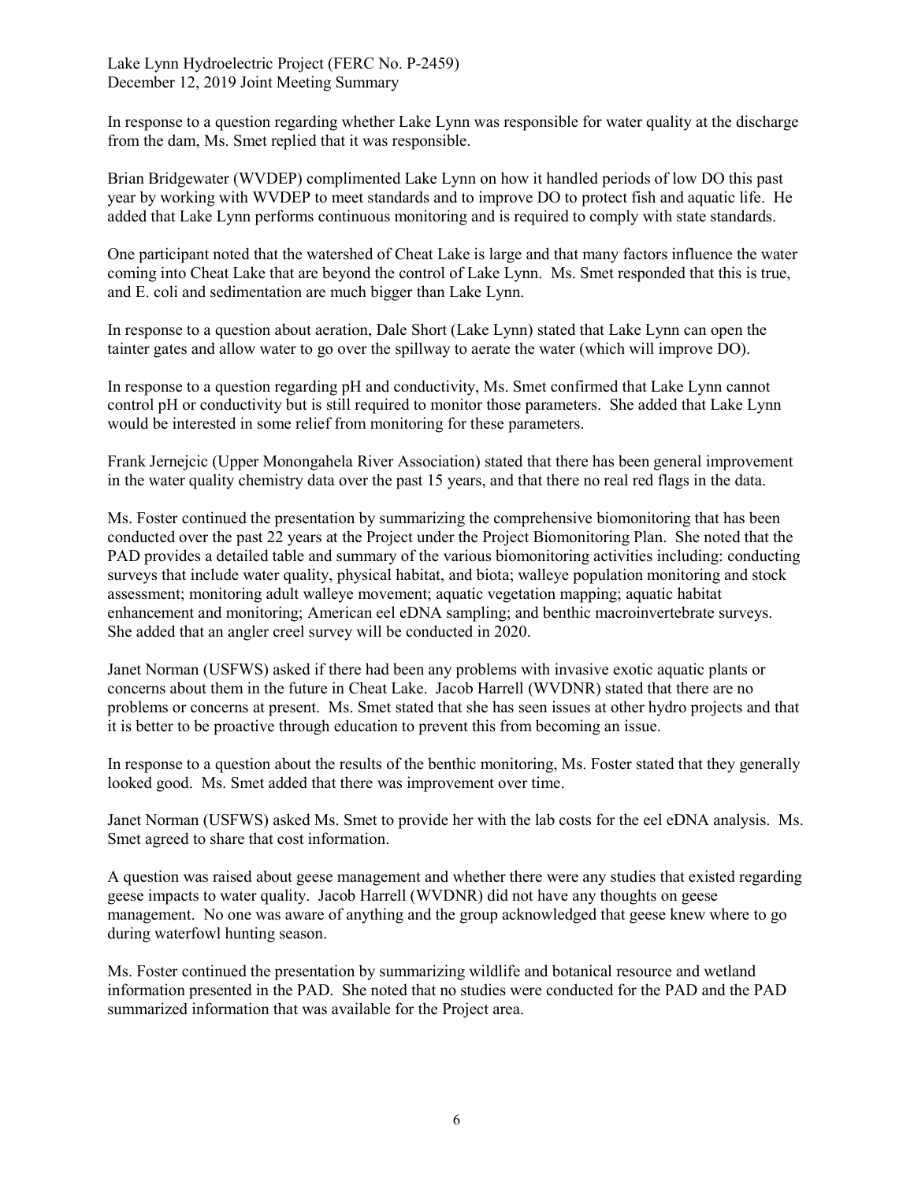In response to a question regarding whether Lake Lynn was responsible for water quality at the discharge from the dam, Ms. Smet replied that it was responsible.

Brian Bridgewater (WVDEP) complimented Lake Lynn on how it handled periods of low DO this past year by working with WVDEP to meet standards and to improve DO to protect fish and aquatic life. He added that Lake Lynn performs continuous monitoring and is required to comply with state standards.

One participant noted that the watershed of Cheat Lake is large and that many factors influence the water coming into Cheat Lake that are beyond the control of Lake Lynn. Ms. Smet responded that this is true, and E. coli and sedimentation are much bigger than Lake Lynn.

In response to a question about aeration, Dale Short (Lake Lynn) stated that Lake Lynn can open the tainter gates and allow water to go over the spillway to aerate the water (which will improve DO).

In response to a question regarding pH and conductivity, Ms. Smet confirmed that Lake Lynn cannot control pH or conductivity but is still required to monitor those parameters. She added that Lake Lynn would be interested in some relief from monitoring for these parameters.

Frank Jernejcic (Upper Monongahela River Association) stated that there has been general improvement in the water quality chemistry data over the past 15 years, and that there no real red flags in the data.

Ms. Foster continued the presentation by summarizing the comprehensive biomonitoring that has been conducted over the past 22 years at the Project under the Project Biomonitoring Plan. She noted that the PAD provides a detailed table and summary of the various biomonitoring activities including: conducting surveys that include water quality, physical habitat, and biota; walleye population monitoring and stock assessment; monitoring adult walleye movement; aquatic vegetation mapping; aquatic habitat enhancement and monitoring; American eel eDNA sampling; and benthic macroinvertebrate surveys. She added that an angler creel survey will be conducted in 2020.

Janet Norman (USFWS) asked if there had been any problems with invasive exotic aquatic plants or concerns about them in the future in Cheat Lake. Jacob Harrell (WVDNR) stated that there are no problems or concerns at present. Ms. Smet stated that she has seen issues at other hydro projects and that it is better to be proactive through education to prevent this from becoming an issue.

In response to a question about the results of the benthic monitoring, Ms. Foster stated that they generally looked good. Ms. Smet added that there was improvement over time.

Janet Norman (USFWS) asked Ms. Smet to provide her with the lab costs for the eel eDNA analysis. Ms. Smet agreed to share that cost information.

A question was raised about geese management and whether there were any studies that existed regarding geese impacts to water quality. Jacob Harrell (WVDNR) did not have any thoughts on geese management. No one was aware of anything and the group acknowledged that geese knew where to go during waterfowl hunting season.

Ms. Foster continued the presentation by summarizing wildlife and botanical resource and wetland information presented in the PAD. She noted that no studies were conducted for the PAD and the PAD summarized information that was available for the Project area.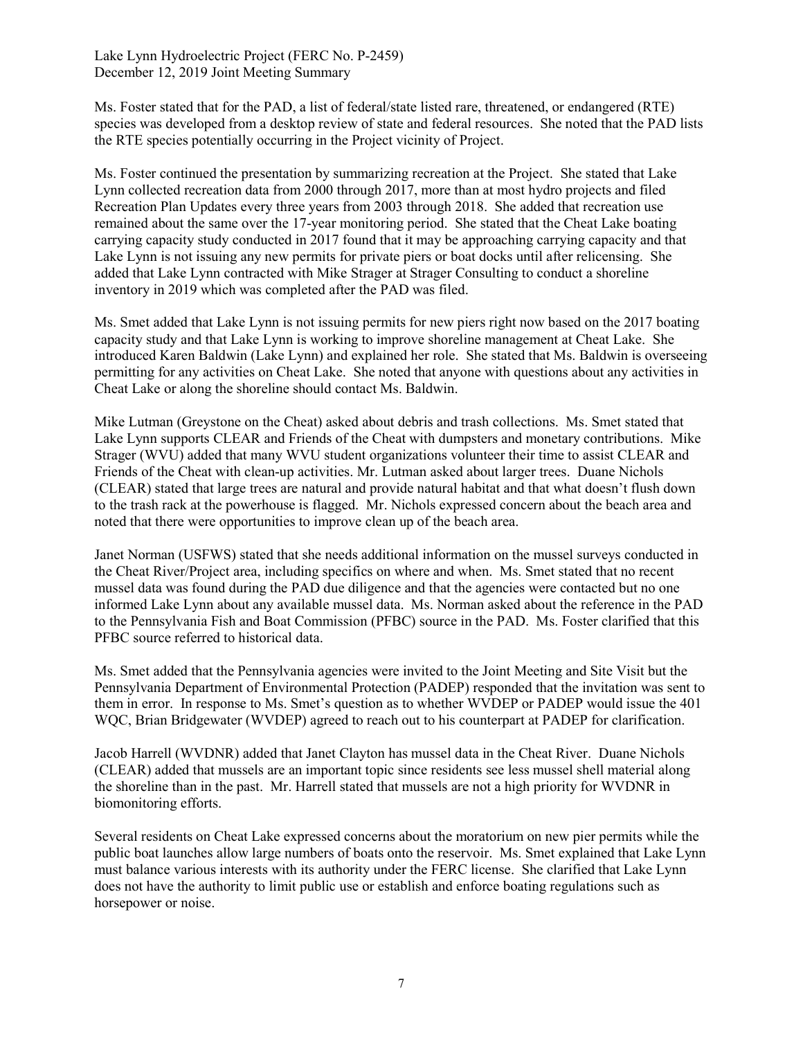Ms. Foster stated that for the PAD, a list of federal/state listed rare, threatened, or endangered (RTE) species was developed from a desktop review of state and federal resources. She noted that the PAD lists the RTE species potentially occurring in the Project vicinity of Project.

Ms. Foster continued the presentation by summarizing recreation at the Project. She stated that Lake Lynn collected recreation data from 2000 through 2017, more than at most hydro projects and filed Recreation Plan Updates every three years from 2003 through 2018. She added that recreation use remained about the same over the 17-year monitoring period. She stated that the Cheat Lake boating carrying capacity study conducted in 2017 found that it may be approaching carrying capacity and that Lake Lynn is not issuing any new permits for private piers or boat docks until after relicensing. She added that Lake Lynn contracted with Mike Strager at Strager Consulting to conduct a shoreline inventory in 2019 which was completed after the PAD was filed.

Ms. Smet added that Lake Lynn is not issuing permits for new piers right now based on the 2017 boating capacity study and that Lake Lynn is working to improve shoreline management at Cheat Lake. She introduced Karen Baldwin (Lake Lynn) and explained her role. She stated that Ms. Baldwin is overseeing permitting for any activities on Cheat Lake. She noted that anyone with questions about any activities in Cheat Lake or along the shoreline should contact Ms. Baldwin.

Mike Lutman (Greystone on the Cheat) asked about debris and trash collections. Ms. Smet stated that Lake Lynn supports CLEAR and Friends of the Cheat with dumpsters and monetary contributions. Mike Strager (WVU) added that many WVU student organizations volunteer their time to assist CLEAR and Friends of the Cheat with clean-up activities. Mr. Lutman asked about larger trees. Duane Nichols (CLEAR) stated that large trees are natural and provide natural habitat and that what doesn't flush down to the trash rack at the powerhouse is flagged. Mr. Nichols expressed concern about the beach area and noted that there were opportunities to improve clean up of the beach area.

Janet Norman (USFWS) stated that she needs additional information on the mussel surveys conducted in the Cheat River/Project area, including specifics on where and when. Ms. Smet stated that no recent mussel data was found during the PAD due diligence and that the agencies were contacted but no one informed Lake Lynn about any available mussel data. Ms. Norman asked about the reference in the PAD to the Pennsylvania Fish and Boat Commission (PFBC) source in the PAD. Ms. Foster clarified that this PFBC source referred to historical data.

Ms. Smet added that the Pennsylvania agencies were invited to the Joint Meeting and Site Visit but the Pennsylvania Department of Environmental Protection (PADEP) responded that the invitation was sent to them in error. In response to Ms. Smet's question as to whether WVDEP or PADEP would issue the 401 WQC, Brian Bridgewater (WVDEP) agreed to reach out to his counterpart at PADEP for clarification.

Jacob Harrell (WVDNR) added that Janet Clayton has mussel data in the Cheat River. Duane Nichols (CLEAR) added that mussels are an important topic since residents see less mussel shell material along the shoreline than in the past. Mr. Harrell stated that mussels are not a high priority for WVDNR in biomonitoring efforts.

Several residents on Cheat Lake expressed concerns about the moratorium on new pier permits while the public boat launches allow large numbers of boats onto the reservoir. Ms. Smet explained that Lake Lynn must balance various interests with its authority under the FERC license. She clarified that Lake Lynn does not have the authority to limit public use or establish and enforce boating regulations such as horsepower or noise.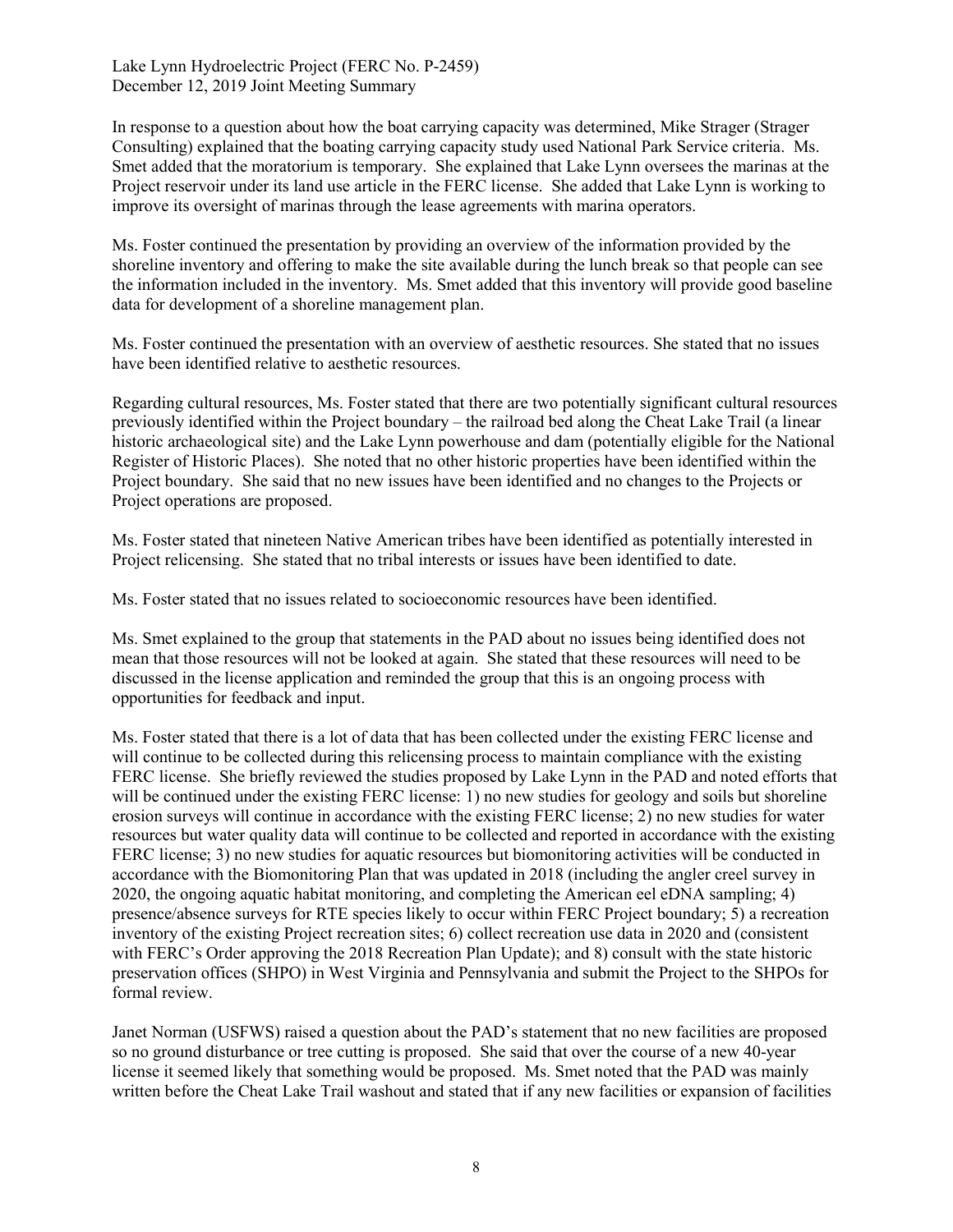In response to a question about how the boat carrying capacity was determined, Mike Strager (Strager Consulting) explained that the boating carrying capacity study used National Park Service criteria. Ms. Smet added that the moratorium is temporary. She explained that Lake Lynn oversees the marinas at the Project reservoir under its land use article in the FERC license. She added that Lake Lynn is working to improve its oversight of marinas through the lease agreements with marina operators.

Ms. Foster continued the presentation by providing an overview of the information provided by the shoreline inventory and offering to make the site available during the lunch break so that people can see the information included in the inventory. Ms. Smet added that this inventory will provide good baseline data for development of a shoreline management plan.

Ms. Foster continued the presentation with an overview of aesthetic resources. She stated that no issues have been identified relative to aesthetic resources.

Regarding cultural resources, Ms. Foster stated that there are two potentially significant cultural resources previously identified within the Project boundary – the railroad bed along the Cheat Lake Trail (a linear historic archaeological site) and the Lake Lynn powerhouse and dam (potentially eligible for the National Register of Historic Places). She noted that no other historic properties have been identified within the Project boundary. She said that no new issues have been identified and no changes to the Projects or Project operations are proposed.

Ms. Foster stated that nineteen Native American tribes have been identified as potentially interested in Project relicensing. She stated that no tribal interests or issues have been identified to date.

Ms. Foster stated that no issues related to socioeconomic resources have been identified.

Ms. Smet explained to the group that statements in the PAD about no issues being identified does not mean that those resources will not be looked at again. She stated that these resources will need to be discussed in the license application and reminded the group that this is an ongoing process with opportunities for feedback and input.

Ms. Foster stated that there is a lot of data that has been collected under the existing FERC license and will continue to be collected during this relicensing process to maintain compliance with the existing FERC license. She briefly reviewed the studies proposed by Lake Lynn in the PAD and noted efforts that will be continued under the existing FERC license: 1) no new studies for geology and soils but shoreline erosion surveys will continue in accordance with the existing FERC license; 2) no new studies for water resources but water quality data will continue to be collected and reported in accordance with the existing FERC license; 3) no new studies for aquatic resources but biomonitoring activities will be conducted in accordance with the Biomonitoring Plan that was updated in 2018 (including the angler creel survey in 2020, the ongoing aquatic habitat monitoring, and completing the American eel eDNA sampling; 4) presence/absence surveys for RTE species likely to occur within FERC Project boundary; 5) a recreation inventory of the existing Project recreation sites; 6) collect recreation use data in 2020 and (consistent with FERC's Order approving the 2018 Recreation Plan Update); and 8) consult with the state historic preservation offices (SHPO) in West Virginia and Pennsylvania and submit the Project to the SHPOs for formal review.

Janet Norman (USFWS) raised a question about the PAD's statement that no new facilities are proposed so no ground disturbance or tree cutting is proposed. She said that over the course of a new 40-year license it seemed likely that something would be proposed. Ms. Smet noted that the PAD was mainly written before the Cheat Lake Trail washout and stated that if any new facilities or expansion of facilities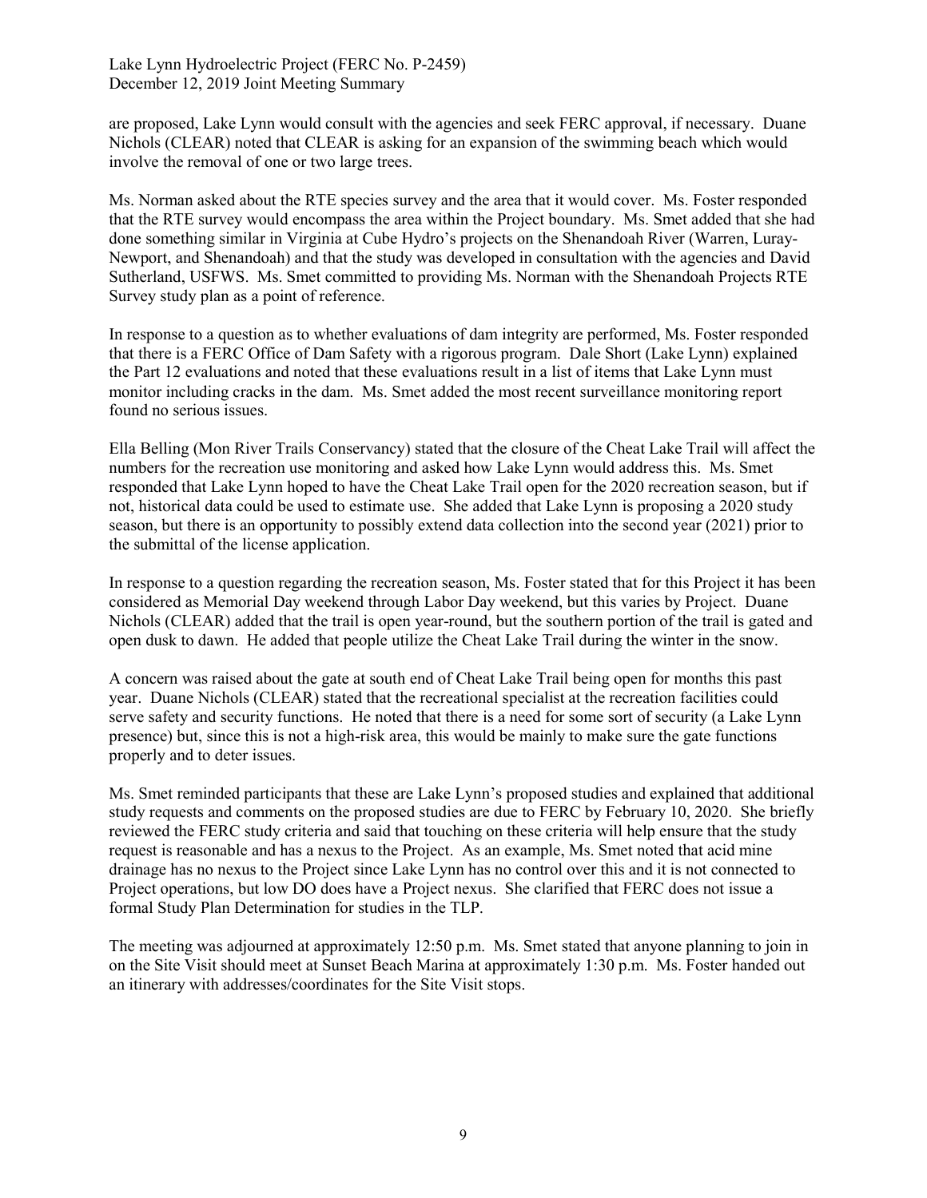are proposed, Lake Lynn would consult with the agencies and seek FERC approval, if necessary. Duane Nichols (CLEAR) noted that CLEAR is asking for an expansion of the swimming beach which would involve the removal of one or two large trees.

Ms. Norman asked about the RTE species survey and the area that it would cover. Ms. Foster responded that the RTE survey would encompass the area within the Project boundary. Ms. Smet added that she had done something similar in Virginia at Cube Hydro's projects on the Shenandoah River (Warren, Luray-Newport, and Shenandoah) and that the study was developed in consultation with the agencies and David Sutherland, USFWS. Ms. Smet committed to providing Ms. Norman with the Shenandoah Projects RTE Survey study plan as a point of reference.

In response to a question as to whether evaluations of dam integrity are performed, Ms. Foster responded that there is a FERC Office of Dam Safety with a rigorous program. Dale Short (Lake Lynn) explained the Part 12 evaluations and noted that these evaluations result in a list of items that Lake Lynn must monitor including cracks in the dam. Ms. Smet added the most recent surveillance monitoring report found no serious issues.

Ella Belling (Mon River Trails Conservancy) stated that the closure of the Cheat Lake Trail will affect the numbers for the recreation use monitoring and asked how Lake Lynn would address this. Ms. Smet responded that Lake Lynn hoped to have the Cheat Lake Trail open for the 2020 recreation season, but if not, historical data could be used to estimate use. She added that Lake Lynn is proposing a 2020 study season, but there is an opportunity to possibly extend data collection into the second year (2021) prior to the submittal of the license application.

In response to a question regarding the recreation season, Ms. Foster stated that for this Project it has been considered as Memorial Day weekend through Labor Day weekend, but this varies by Project. Duane Nichols (CLEAR) added that the trail is open year-round, but the southern portion of the trail is gated and open dusk to dawn. He added that people utilize the Cheat Lake Trail during the winter in the snow.

A concern was raised about the gate at south end of Cheat Lake Trail being open for months this past year. Duane Nichols (CLEAR) stated that the recreational specialist at the recreation facilities could serve safety and security functions. He noted that there is a need for some sort of security (a Lake Lynn presence) but, since this is not a high-risk area, this would be mainly to make sure the gate functions properly and to deter issues.

Ms. Smet reminded participants that these are Lake Lynn's proposed studies and explained that additional study requests and comments on the proposed studies are due to FERC by February 10, 2020. She briefly reviewed the FERC study criteria and said that touching on these criteria will help ensure that the study request is reasonable and has a nexus to the Project. As an example, Ms. Smet noted that acid mine drainage has no nexus to the Project since Lake Lynn has no control over this and it is not connected to Project operations, but low DO does have a Project nexus. She clarified that FERC does not issue a formal Study Plan Determination for studies in the TLP.

The meeting was adjourned at approximately 12:50 p.m. Ms. Smet stated that anyone planning to join in on the Site Visit should meet at Sunset Beach Marina at approximately 1:30 p.m. Ms. Foster handed out an itinerary with addresses/coordinates for the Site Visit stops.